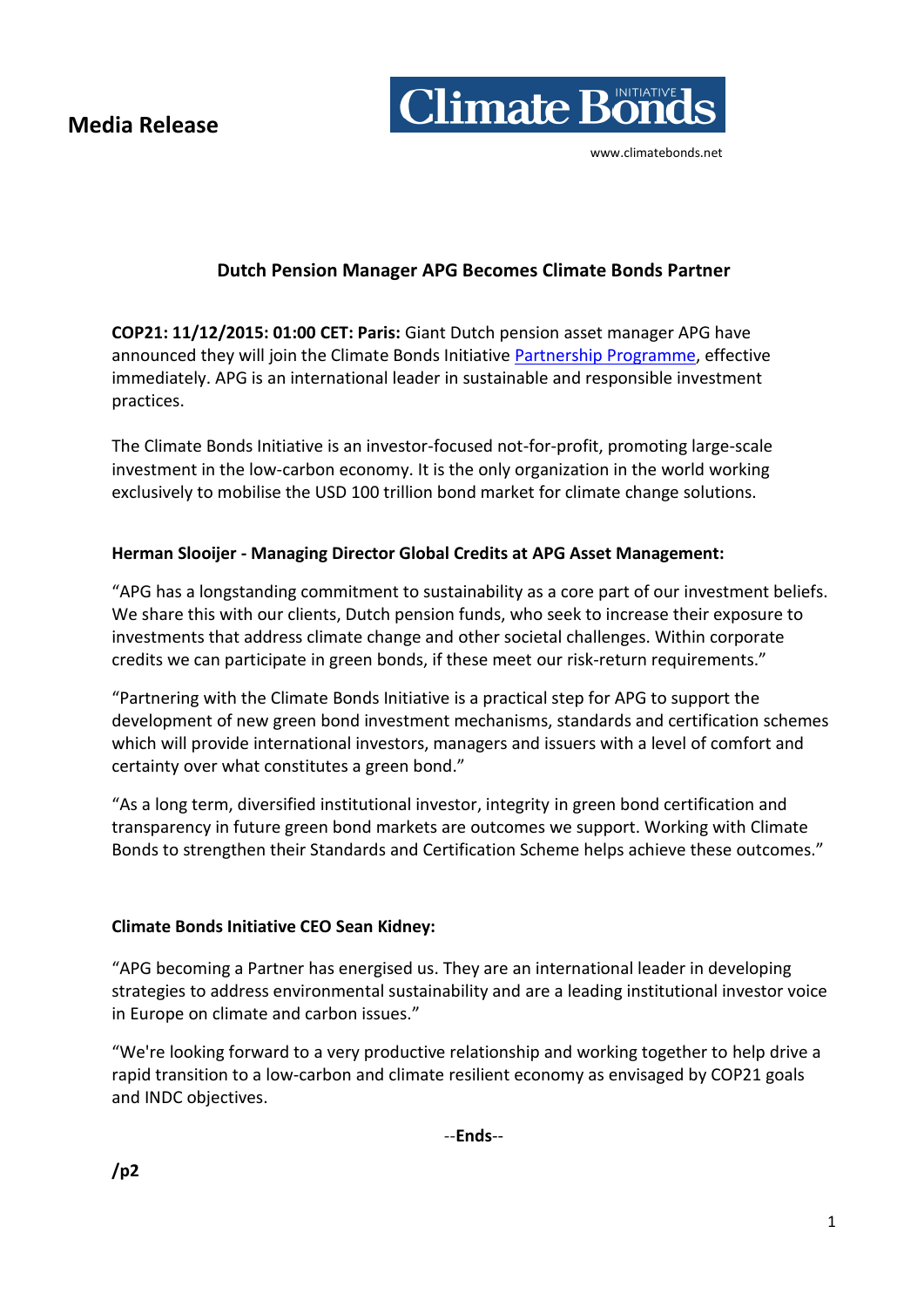**Media Release**

Climate Bonds Initiative

www.climatebonds.net

## Dutch Pension Manager APG Becomes Climate Bonds Partner

**COP21: 11/12/2015: 01:00 CET: Paris:** Giant Dutch pension asset manager APG have announced they will join the Climate Bonds Initiative Partnership Programme, effective immediately. APG is an international leader in sustainable and responsible investment practices.

The Climate Bonds Initiative is an investor-focused not-for-profit, promoting large-scale investment in the low-carbon economy. It is the only organization in the world working exclusively to mobilise the USD 100 trillion bond market for climate change solutions.

**Herman Slooijer - Managing Director Global Credits at APG Asset Management:**

"APG has a longstanding commitment to sustainability as a core part of our investment beliefs. We share this with our clients, Dutch pension funds, who seek to increase their exposure to investments that address climate change and other societal challenges. Within corporate credits we can participate in green bonds, if these meet our risk-return requirements."

"Partnering with the Climate Bonds Initiative is a practical step for APG to support the development of new green bond investment mechanisms, standards and certification schemes which will provide international investors, managers and issuers with a level of comfort and certainty over what constitutes a green bond."

"As a long term, diversified institutional investor, integrity in green bond certification and transparency in future green bond markets are outcomes we support. Working with Climate Bonds to strengthen their Standards and Certification Scheme helps achieve these outcomes."

**Climate Bonds Initiative CEO Sean Kidney:**

"APG becoming a Partner has energised us. They are an international leader in developing strategies to address environmental sustainability and are a leading institutional investor voice in Europe on climate and carbon issues."

"We're looking forward to a very productive relationship and working together to help drive a rapid transition to a low-carbon and climate resilient economy as envisaged by COP21 goals and INDC objectives.

--**Ends**--

**/p2**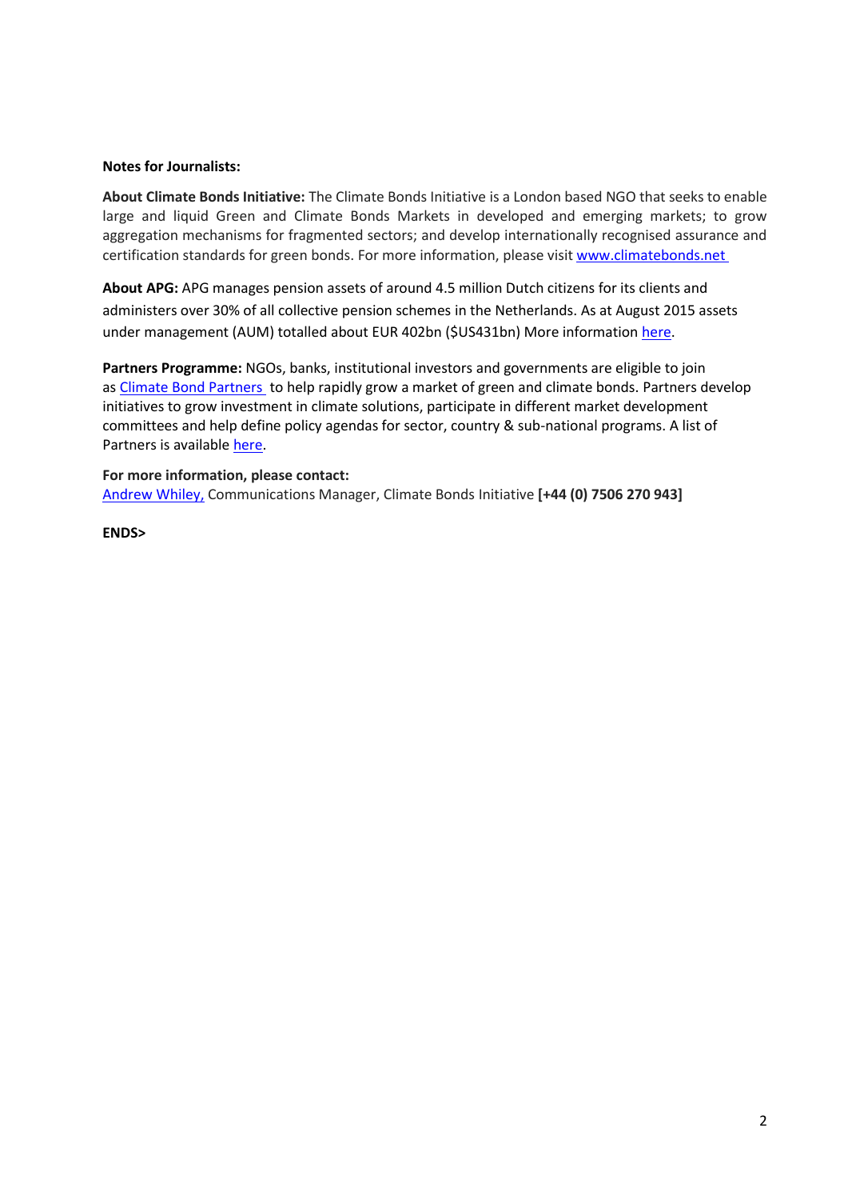**Notes for Journalists:**

**About Climate Bonds Initiative:** The Climate Bonds Initiative is a London based NGO that seeks to enable large and liquid Green and Climate Bonds Markets in developed and emerging markets; to grow aggregation mechanisms for fragmented sectors; and develop internationally recognised assurance and certification standards for green bonds. For more information, please visit www.climatebonds.net

**About APG:** APG manages pension assets of around 4.5 million Dutch citizens for its clients and administers over 30% of all collective pension schemes in the Netherlands. As at August 2015 assets under management (AUM) totalled about EUR 402bn ($US431bn) More information here.

**Partners Programme:** NGOs, banks, institutional investors and governments are eligible to join as Climate Bond Partners to help rapidly grow a market of green and climate bonds. Partners develop initiatives to grow investment in climate solutions, participate in different market development committees and help define policy agendas for sector, country & sub-national programs. A list of Partners is available here.

**For more information, please contact:**
Andrew Whiley, Communications Manager, Climate Bonds Initiative **[+44 (0) 7506 270 943]**

**ENDS>**